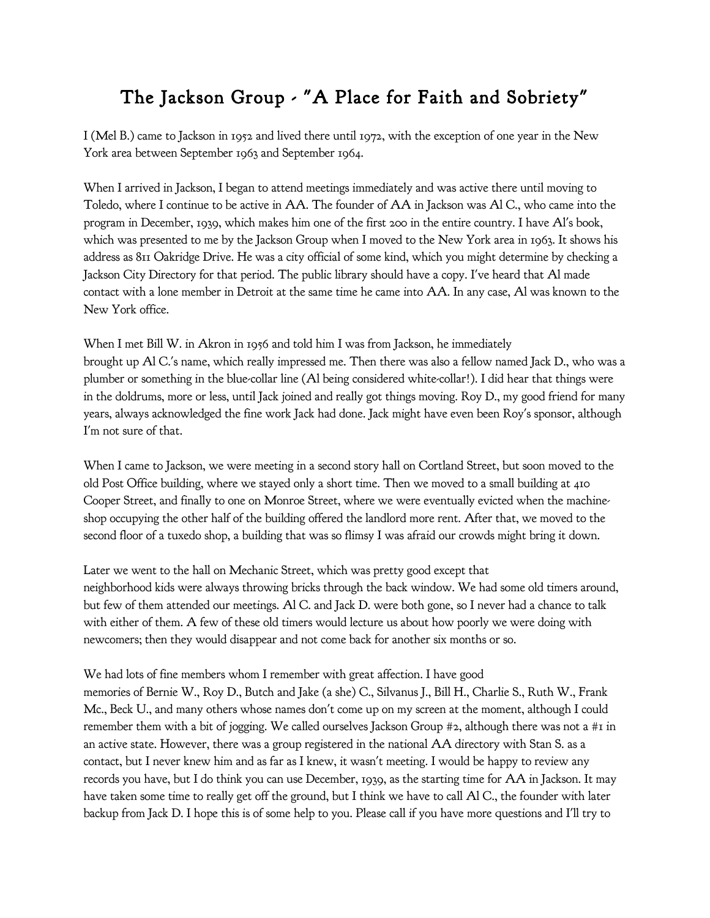# The Jackson Group - "A Place for Faith and Sobriety"

I (Mel B.) came to Jackson in 1952 and lived there until 1972, with the exception of one year in the New York area between September 1963 and September 1964.

When I arrived in Jackson, I began to attend meetings immediately and was active there until moving to Toledo, where I continue to be active in AA. The founder of AA in Jackson was Al C., who came into the program in December, 1939, which makes him one of the first 200 in the entire country. I have Al's book, which was presented to me by the Jackson Group when I moved to the New York area in 1963. It shows his address as 811 Oakridge Drive. He was a city official of some kind, which you might determine by checking a Jackson City Directory for that period. The public library should have a copy. I've heard that Al made contact with a lone member in Detroit at the same time he came into AA. In any case, Al was known to the New York office.

When I met Bill W. in Akron in 1956 and told him I was from Jackson, he immediately brought up Al C.'s name, which really impressed me. Then there was also a fellow named Jack D., who was a plumber or something in the blue-collar line (Al being considered white-collar!). I did hear that things were in the doldrums, more or less, until Jack joined and really got things moving. Roy D., my good friend for many years, always acknowledged the fine work Jack had done. Jack might have even been Roy's sponsor, although I'm not sure of that.

When I came to Jackson, we were meeting in a second story hall on Cortland Street, but soon moved to the old Post Office building, where we stayed only a short time. Then we moved to a small building at 410 Cooper Street, and finally to one on Monroe Street, where we were eventually evicted when the machine-shop occupying the other half of the building offered the landlord more rent. After that, we moved to the second floor of a tuxedo shop, a building that was so flimsy I was afraid our crowds might bring it down.

Later we went to the hall on Mechanic Street, which was pretty good except that neighborhood kids were always throwing bricks through the back window. We had some old timers around, but few of them attended our meetings. Al C. and Jack D. were both gone, so I never had a chance to talk with either of them. A few of these old timers would lecture us about how poorly we were doing with newcomers; then they would disappear and not come back for another six months or so.

We had lots of fine members whom I remember with great affection. I have good memories of Bernie W., Roy D., Butch and Jake (a she) C., Silvanus J., Bill H., Charlie S., Ruth W., Frank Mc., Beck U., and many others whose names don't come up on my screen at the moment, although I could remember them with a bit of jogging. We called ourselves Jackson Group #2, although there was not a #1 in an active state. However, there was a group registered in the national AA directory with Stan S. as a contact, but I never knew him and as far as I knew, it wasn't meeting. I would be happy to review any records you have, but I do think you can use December, 1939, as the starting time for AA in Jackson. It may have taken some time to really get off the ground, but I think we have to call Al C., the founder with later backup from Jack D. I hope this is of some help to you. Please call if you have more questions and I'll try to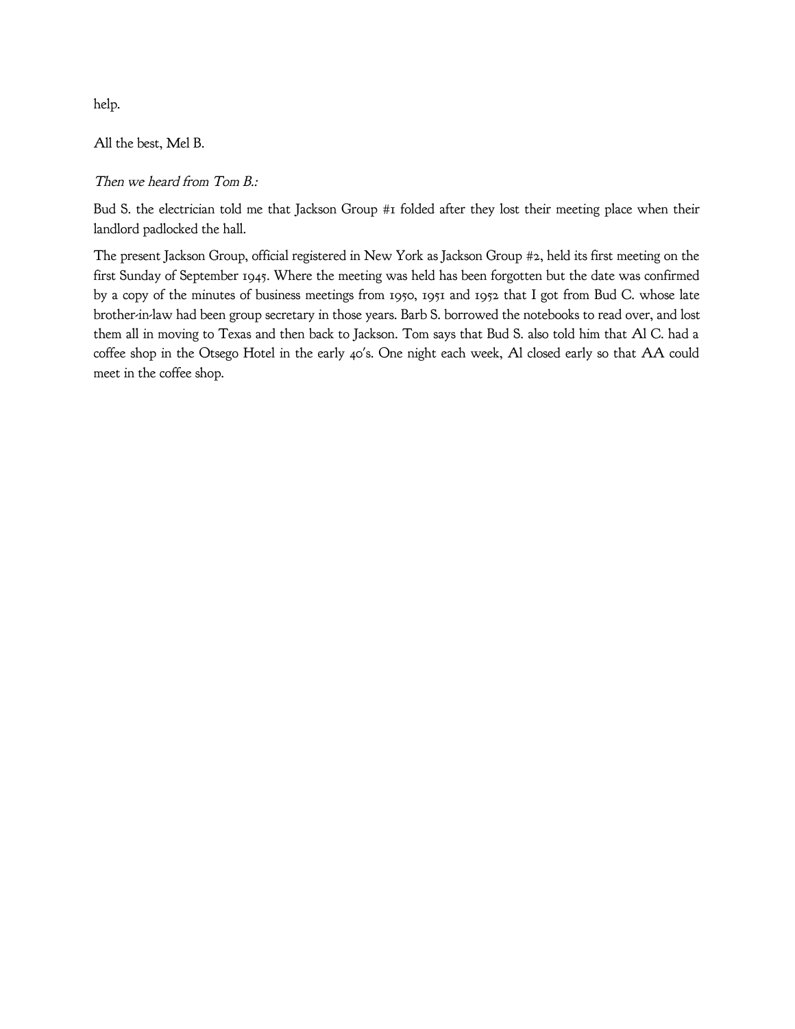help.

All the best, Mel B.

*Then we heard from Tom B.:*

Bud S. the electrician told me that Jackson Group #1 folded after they lost their meeting place when their landlord padlocked the hall.

The present Jackson Group, official registered in New York as Jackson Group #2, held its first meeting on the first Sunday of September 1945. Where the meeting was held has been forgotten but the date was confirmed by a copy of the minutes of business meetings from 1950, 1951 and 1952 that I got from Bud C. whose late brother-in-law had been group secretary in those years. Barb S. borrowed the notebooks to read over, and lost them all in moving to Texas and then back to Jackson. Tom says that Bud S. also told him that Al C. had a coffee shop in the Otsego Hotel in the early 40's. One night each week, Al closed early so that AA could meet in the coffee shop.